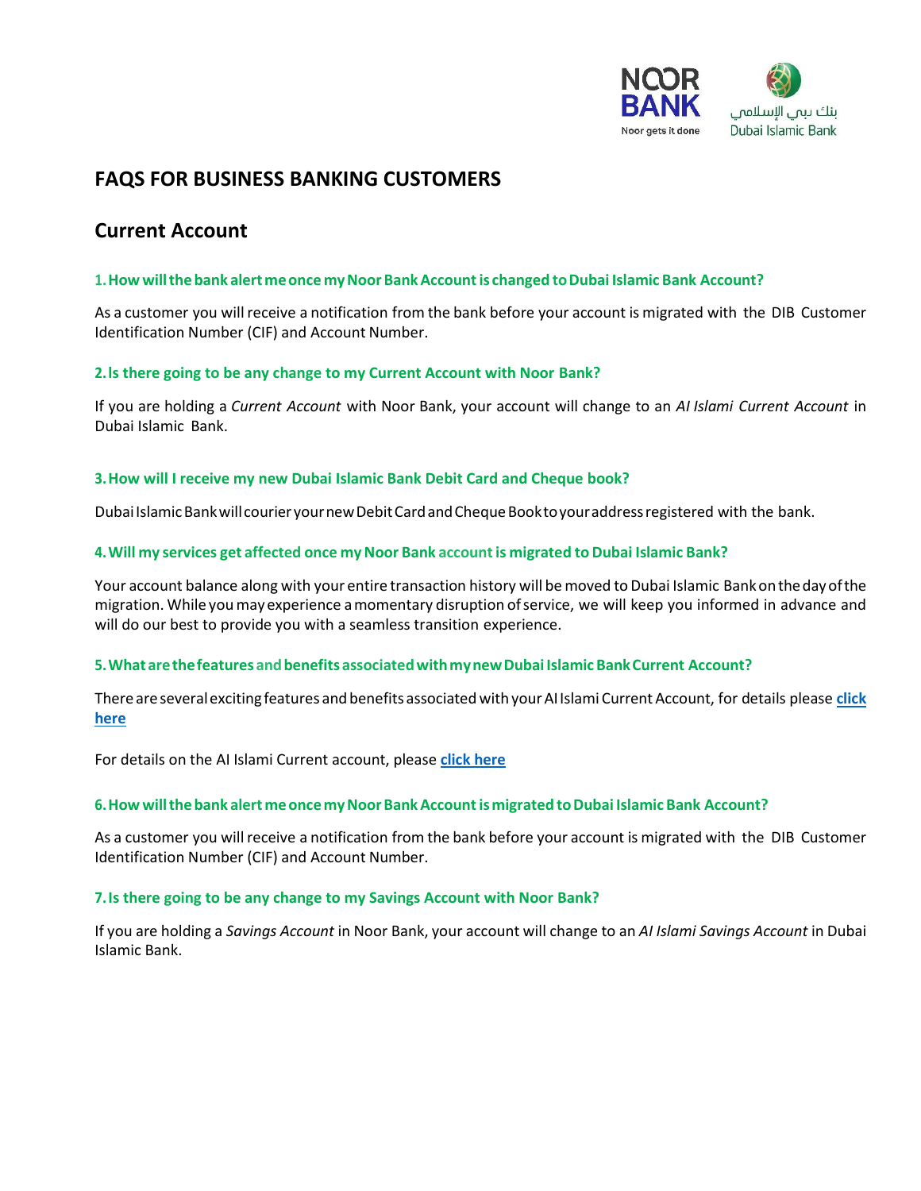# FAQS FOR BUSINESS BANKING CUSTOMERS

## Current Account

### 1. How will the bank alert me once my Noor Bank Account is changed to Dubai Islamic Bank Account?

As a customer you will receive a notification from the bank before your account is migrated with the DIB Customer Identification Number (CIF) and Account Number.

### 2. Is there going to be any change to my Current Account with Noor Bank?

If you are holding a *Current Account* with Noor Bank, your account will change to an *Al Islami Current Account* in Dubai Islamic Bank.

### 3. How will I receive my new Dubai Islamic Bank Debit Card and Cheque book?

Dubai Islamic Bank will courier your new Debit Card and Cheque Book to your address registered with the bank.

### 4. Will my services get affected once my Noor Bank account is migrated to Dubai Islamic Bank?

Your account balance along with your entire transaction history will be moved to Dubai Islamic Bank on the day of the migration. While you may experience a momentary disruption of service, we will keep you informed in advance and will do our best to provide you with a seamless transition experience.

### 5. What are the features and benefits associated with my new Dubai Islamic Bank Current Account?

There are several exciting features and benefits associated with your Al Islami Current Account, for details please **click here**

For details on the Al Islami Current account, please **click here**

### 6. How will the bank alert me once my Noor Bank Account is migrated to Dubai Islamic Bank Account?

As a customer you will receive a notification from the bank before your account is migrated with the DIB Customer Identification Number (CIF) and Account Number.

### 7. Is there going to be any change to my Savings Account with Noor Bank?

If you are holding a *Savings Account* in Noor Bank, your account will change to an *Al Islami Savings Account* in Dubai Islamic Bank.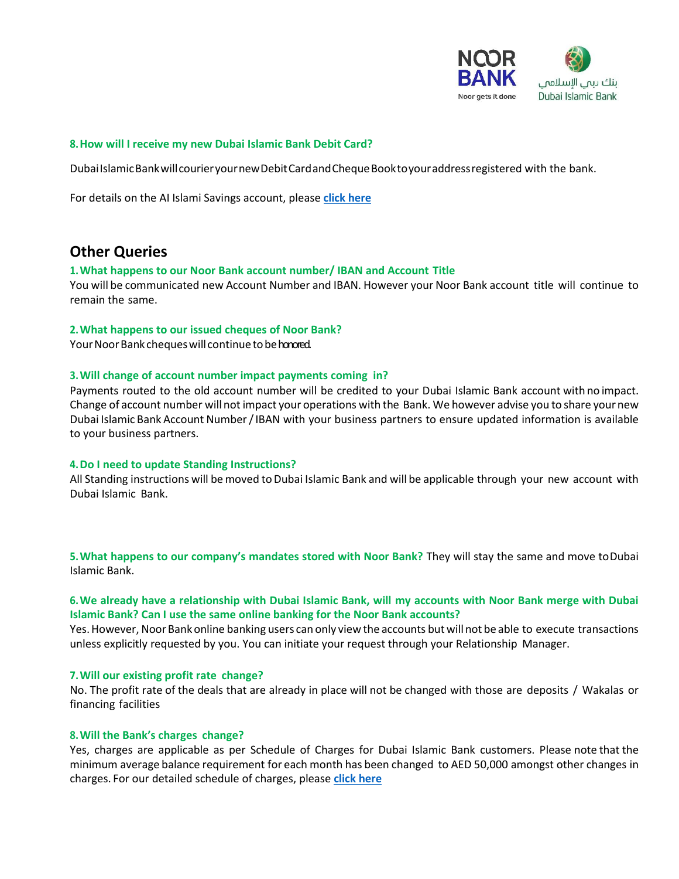### 8. How will I receive my new Dubai Islamic Bank Debit Card?

Dubai Islamic Bank will courier your new Debit Card and Cheque Book to your address registered with the bank.

For details on the Al Islami Savings account, please **click here**

## Other Queries

### 1. What happens to our Noor Bank account number/ IBAN and Account Title

You will be communicated new Account Number and IBAN. However your Noor Bank account title will continue to remain the same.

### 2. What happens to our issued cheques of Noor Bank?

Your Noor Bank cheques will continue to be honored.

### 3. Will change of account number impact payments coming in?

Payments routed to the old account number will be credited to your Dubai Islamic Bank account with no impact. Change of account number will not impact your operations with the Bank. We however advise you to share your new Dubai Islamic Bank Account Number / IBAN with your business partners to ensure updated information is available to your business partners.

### 4. Do I need to update Standing Instructions?

All Standing instructions will be moved to Dubai Islamic Bank and will be applicable through your new account with Dubai Islamic Bank.

**5. What happens to our company's mandates stored with Noor Bank?** They will stay the same and move to Dubai Islamic Bank.

### 6. We already have a relationship with Dubai Islamic Bank, will my accounts with Noor Bank merge with Dubai Islamic Bank? Can I use the same online banking for the Noor Bank accounts?

Yes. However, Noor Bank online banking users can only view the accounts but will not be able to execute transactions unless explicitly requested by you. You can initiate your request through your Relationship Manager.

### 7. Will our existing profit rate change?

No. The profit rate of the deals that are already in place will not be changed with those are deposits / Wakalas or financing facilities

### 8. Will the Bank's charges change?

Yes, charges are applicable as per Schedule of Charges for Dubai Islamic Bank customers. Please note that the minimum average balance requirement for each month has been changed to AED 50,000 amongst other changes in charges. For our detailed schedule of charges, please **click here**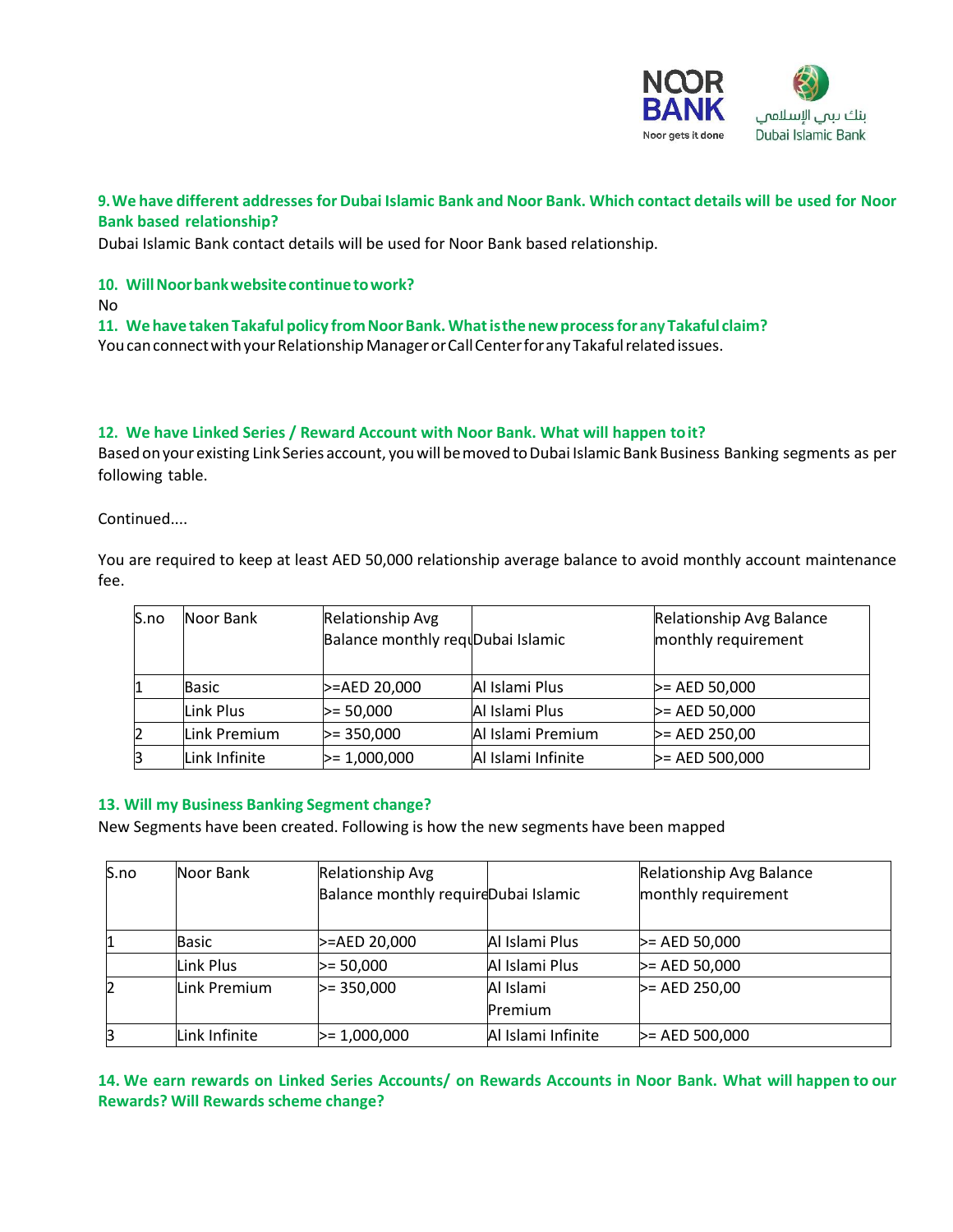**9. We have different addresses for Dubai Islamic Bank and Noor Bank. Which contact details will be used for Noor Bank based relationship?**

Dubai Islamic Bank contact details will be used for Noor Bank based relationship.

**10. Will Noor bank website continue to work?**

No

**11. We have taken Takaful policy from Noor Bank. What is the new process for any Takaful claim?**

You can connect with your Relationship Manager or Call Center for any Takaful related issues.

**12. We have Linked Series / Reward Account with Noor Bank. What will happen to it?**

Based on your existing Link Series account, you will be moved to Dubai Islamic Bank Business Banking segments as per following table.

Continued....

You are required to keep at least AED 50,000 relationship average balance to avoid monthly account maintenance fee.

| S.no | Noor Bank | Relationship Avg Balance monthly req | Dubai Islamic | Relationship Avg Balance monthly requirement |
|---|---|---|---|---|
| 1 | Basic | >=AED 20,000 | Al Islami Plus | >= AED 50,000 |
| | Link Plus | >= 50,000 | Al Islami Plus | >= AED 50,000 |
| 2 | Link Premium | >= 350,000 | Al Islami Premium | >= AED 250,00 |
| 3 | Link Infinite | >= 1,000,000 | Al Islami Infinite | >= AED 500,000 |

**13. Will my Business Banking Segment change?**

New Segments have been created. Following is how the new segments have been mapped

| S.no | Noor Bank | Relationship Avg Balance monthly require | Dubai Islamic | Relationship Avg Balance monthly requirement |
|---|---|---|---|---|
| 1 | Basic | >=AED 20,000 | Al Islami Plus | >= AED 50,000 |
| | Link Plus | >= 50,000 | Al Islami Plus | >= AED 50,000 |
| 2 | Link Premium | >= 350,000 | Al Islami Premium | >= AED 250,00 |
| 3 | Link Infinite | >= 1,000,000 | Al Islami Infinite | >= AED 500,000 |

**14. We earn rewards on Linked Series Accounts/ on Rewards Accounts in Noor Bank. What will happen to our Rewards? Will Rewards scheme change?**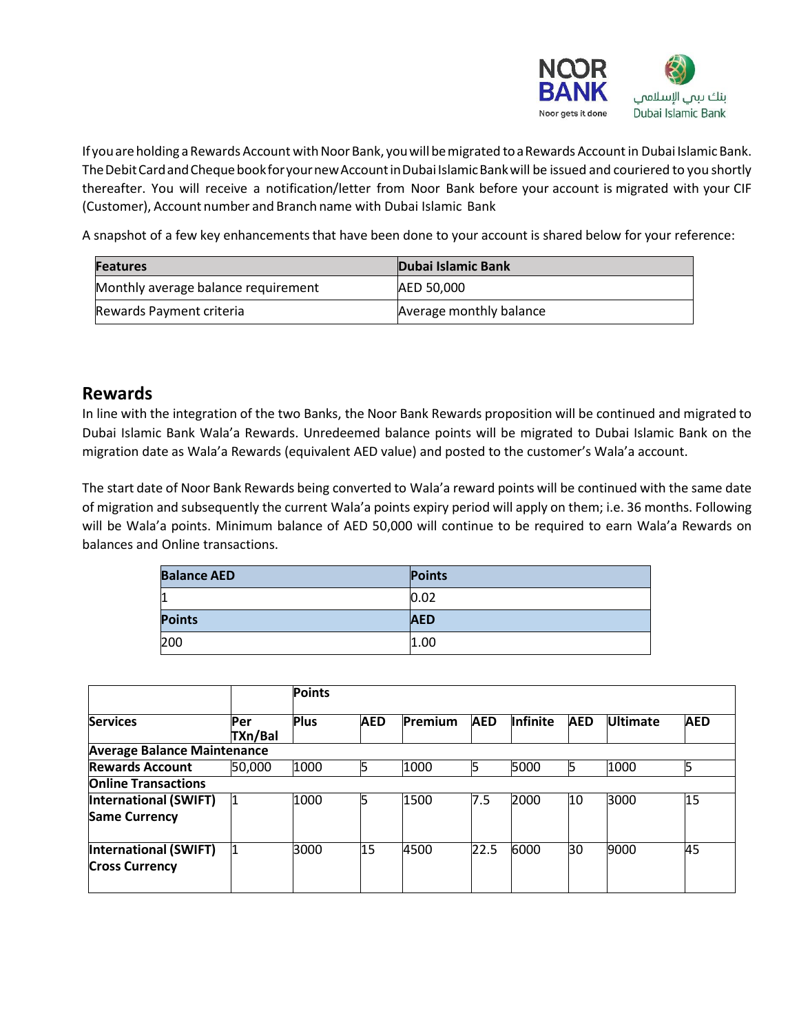If you are holding a Rewards Account with Noor Bank, you will be migrated to a Rewards Account in Dubai Islamic Bank. The Debit Card and Cheque book for your new Account in Dubai Islamic Bank will be issued and couriered to you shortly thereafter. You will receive a notification/letter from Noor Bank before your account is migrated with your CIF (Customer), Account number and Branch name with Dubai Islamic Bank

A snapshot of a few key enhancements that have been done to your account is shared below for your reference:

| Features | Dubai Islamic Bank |
| --- | --- |
| Monthly average balance requirement | AED 50,000 |
| Rewards Payment criteria | Average monthly balance |

## Rewards

In line with the integration of the two Banks, the Noor Bank Rewards proposition will be continued and migrated to Dubai Islamic Bank Wala'a Rewards. Unredeemed balance points will be migrated to Dubai Islamic Bank on the migration date as Wala'a Rewards (equivalent AED value) and posted to the customer's Wala'a account.

The start date of Noor Bank Rewards being converted to Wala'a reward points will be continued with the same date of migration and subsequently the current Wala'a points expiry period will apply on them; i.e. 36 months. Following will be Wala'a points. Minimum balance of AED 50,000 will continue to be required to earn Wala'a Rewards on balances and Online transactions.

| Balance AED | Points |
| --- | --- |
| 1 | 0.02 |
| **Points** | **AED** |
| 200 | 1.00 |

| | | Points | | | | | | | |
| --- | --- | --- | --- | --- | --- | --- | --- | --- | --- |
| **Services** | **Per TXn/Bal** | **Plus** | **AED** | **Premium** | **AED** | **Infinite** | **AED** | **Ultimate** | **AED** |
| **Average Balance Maintenance** | | | | | | | | | |
| **Rewards Account** | 50,000 | 1000 | 5 | 1000 | 5 | 5000 | 5 | 1000 | 5 |
| **Online Transactions** | | | | | | | | | |
| **International (SWIFT) Same Currency** | 1 | 1000 | 5 | 1500 | 7.5 | 2000 | 10 | 3000 | 15 |
| **International (SWIFT) Cross Currency** | 1 | 3000 | 15 | 4500 | 22.5 | 6000 | 30 | 9000 | 45 |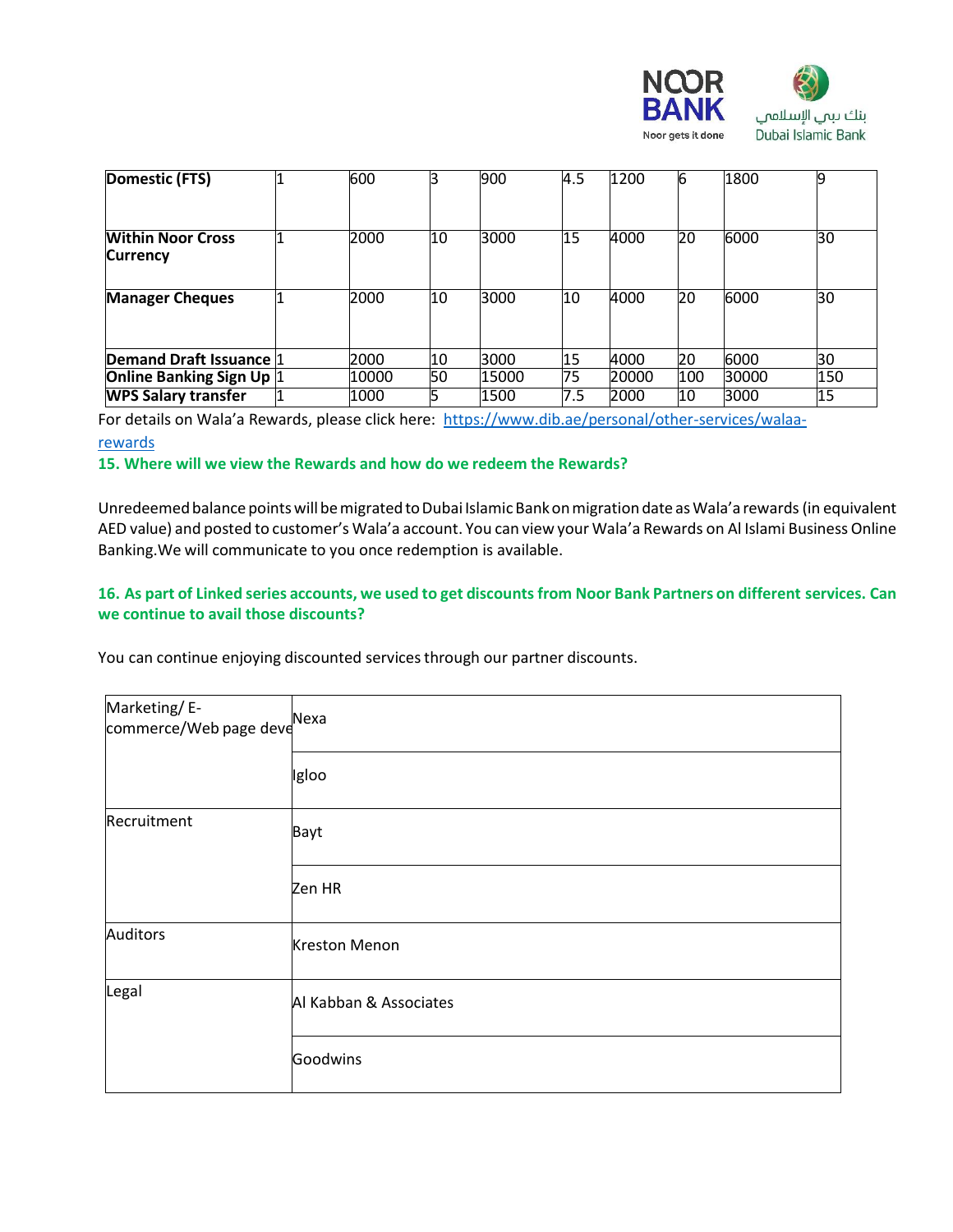| Domestic (FTS) | 1 | 600 | 3 | 900 | 4.5 | 1200 | 6 | 1800 | 9 |
|---|---|---|---|---|---|---|---|---|---|
| **Within Noor Cross Currency** | 1 | 2000 | 10 | 3000 | 15 | 4000 | 20 | 6000 | 30 |
| **Manager Cheques** | 1 | 2000 | 10 | 3000 | 10 | 4000 | 20 | 6000 | 30 |
| **Demand Draft Issuance** | 1 | 2000 | 10 | 3000 | 15 | 4000 | 20 | 6000 | 30 |
| **Online Banking Sign Up** | 1 | 10000 | 50 | 15000 | 75 | 20000 | 100 | 30000 | 150 |
| **WPS Salary transfer** | 1 | 1000 | 5 | 1500 | 7.5 | 2000 | 10 | 3000 | 15 |

For details on Wala'a Rewards, please click here: https://www.dib.ae/personal/other-services/walaa-rewards

### 15. Where will we view the Rewards and how do we redeem the Rewards?

Unredeemed balance points will be migrated to Dubai Islamic Bank on migration date as Wala'a rewards (in equivalent AED value) and posted to customer's Wala'a account. You can view your Wala'a Rewards on Al Islami Business Online Banking.We will communicate to you once redemption is available.

### 16. As part of Linked series accounts, we used to get discounts from Noor Bank Partners on different services. Can we continue to avail those discounts?

You can continue enjoying discounted services through our partner discounts.

| Marketing/ E-commerce/Web page deve | Nexa |
|---|---|
| | Igloo |
| Recruitment | Bayt |
| | Zen HR |
| Auditors | Kreston Menon |
| Legal | Al Kabban & Associates |
| | Goodwins |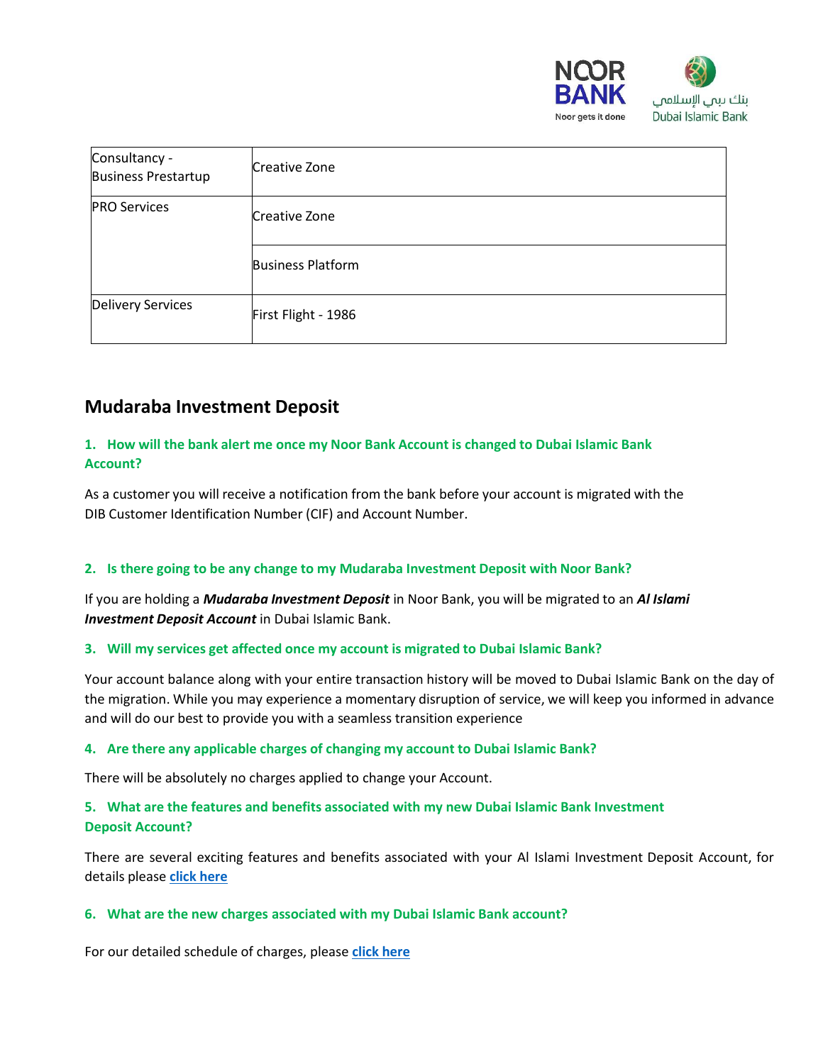| Consultancy - Business Prestartup | Creative Zone |
| --- | --- |
| PRO Services | Creative Zone |
| | Business Platform |
| Delivery Services | First Flight - 1986 |

## Mudaraba Investment Deposit

### 1. How will the bank alert me once my Noor Bank Account is changed to Dubai Islamic Bank Account?

As a customer you will receive a notification from the bank before your account is migrated with the DIB Customer Identification Number (CIF) and Account Number.

### 2. Is there going to be any change to my Mudaraba Investment Deposit with Noor Bank?

If you are holding a ***Mudaraba Investment Deposit*** in Noor Bank, you will be migrated to an ***Al Islami Investment Deposit Account*** in Dubai Islamic Bank.

### 3. Will my services get affected once my account is migrated to Dubai Islamic Bank?

Your account balance along with your entire transaction history will be moved to Dubai Islamic Bank on the day of the migration. While you may experience a momentary disruption of service, we will keep you informed in advance and will do our best to provide you with a seamless transition experience

### 4. Are there any applicable charges of changing my account to Dubai Islamic Bank?

There will be absolutely no charges applied to change your Account.

### 5. What are the features and benefits associated with my new Dubai Islamic Bank Investment Deposit Account?

There are several exciting features and benefits associated with your Al Islami Investment Deposit Account, for details please **click here**

### 6. What are the new charges associated with my Dubai Islamic Bank account?

For our detailed schedule of charges, please **click here**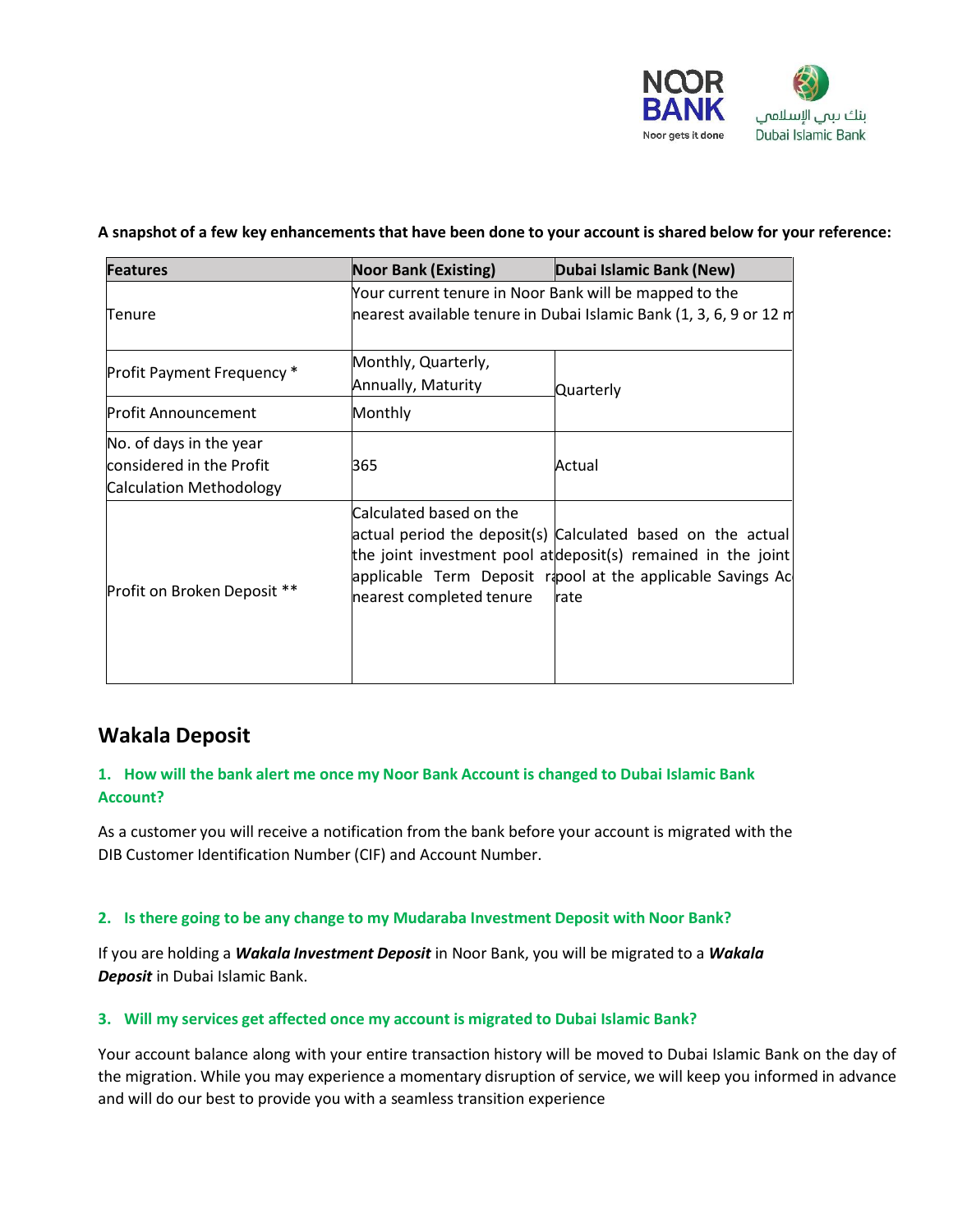**A snapshot of a few key enhancements that have been done to your account is shared below for your reference:**

| Features | Noor Bank (Existing) | Dubai Islamic Bank (New) |
|---|---|---|
| Tenure | Your current tenure in Noor Bank will be mapped to the nearest available tenure in Dubai Islamic Bank (1, 3, 6, 9 or 12 m | |
| Profit Payment Frequency * | Monthly, Quarterly, Annually, Maturity | Quarterly |
| Profit Announcement | Monthly | |
| No. of days in the year considered in the Profit Calculation Methodology | 365 | Actual |
| Profit on Broken Deposit ** | Calculated based on the actual period the deposit(s) the joint investment pool at applicable Term Deposit r nearest completed tenure | Calculated based on the actual deposit(s) remained in the joint pool at the applicable Savings Ac rate |

## Wakala Deposit

### 1. How will the bank alert me once my Noor Bank Account is changed to Dubai Islamic Bank Account?

As a customer you will receive a notification from the bank before your account is migrated with the DIB Customer Identification Number (CIF) and Account Number.

### 2. Is there going to be any change to my Mudaraba Investment Deposit with Noor Bank?

If you are holding a ***Wakala Investment Deposit*** in Noor Bank, you will be migrated to a ***Wakala Deposit*** in Dubai Islamic Bank.

### 3. Will my services get affected once my account is migrated to Dubai Islamic Bank?

Your account balance along with your entire transaction history will be moved to Dubai Islamic Bank on the day of the migration. While you may experience a momentary disruption of service, we will keep you informed in advance and will do our best to provide you with a seamless transition experience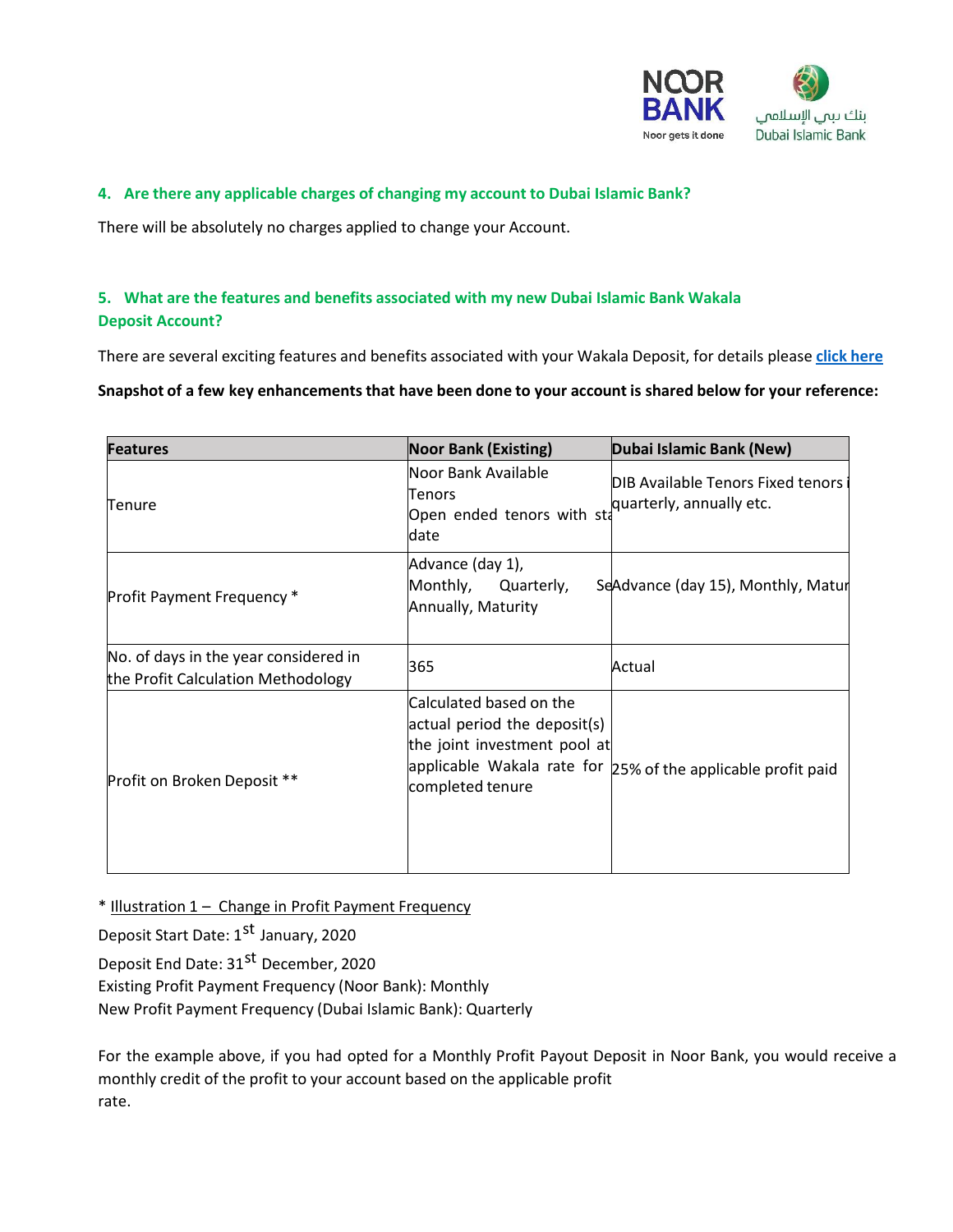### 4. Are there any applicable charges of changing my account to Dubai Islamic Bank?

There will be absolutely no charges applied to change your Account.

### 5. What are the features and benefits associated with my new Dubai Islamic Bank Wakala Deposit Account?

There are several exciting features and benefits associated with your Wakala Deposit, for details please **click here**

**Snapshot of a few key enhancements that have been done to your account is shared below for your reference:**

| Features | Noor Bank (Existing) | Dubai Islamic Bank (New) |
|---|---|---|
| Tenure | Noor Bank Available Tenors Open ended tenors with sta date | DIB Available Tenors Fixed tenors i quarterly, annually etc. |
| Profit Payment Frequency * | Advance (day 1), Monthly, Quarterly, Se Annually, Maturity | Advance (day 15), Monthly, Matur |
| No. of days in the year considered in the Profit Calculation Methodology | 365 | Actual |
| Profit on Broken Deposit ** | Calculated based on the actual period the deposit(s) the joint investment pool at applicable Wakala rate for completed tenure | 25% of the applicable profit paid |

\* Illustration 1 – Change in Profit Payment Frequency

Deposit Start Date: 1st January, 2020

Deposit End Date: 31st December, 2020

Existing Profit Payment Frequency (Noor Bank): Monthly

New Profit Payment Frequency (Dubai Islamic Bank): Quarterly

For the example above, if you had opted for a Monthly Profit Payout Deposit in Noor Bank, you would receive a monthly credit of the profit to your account based on the applicable profit rate.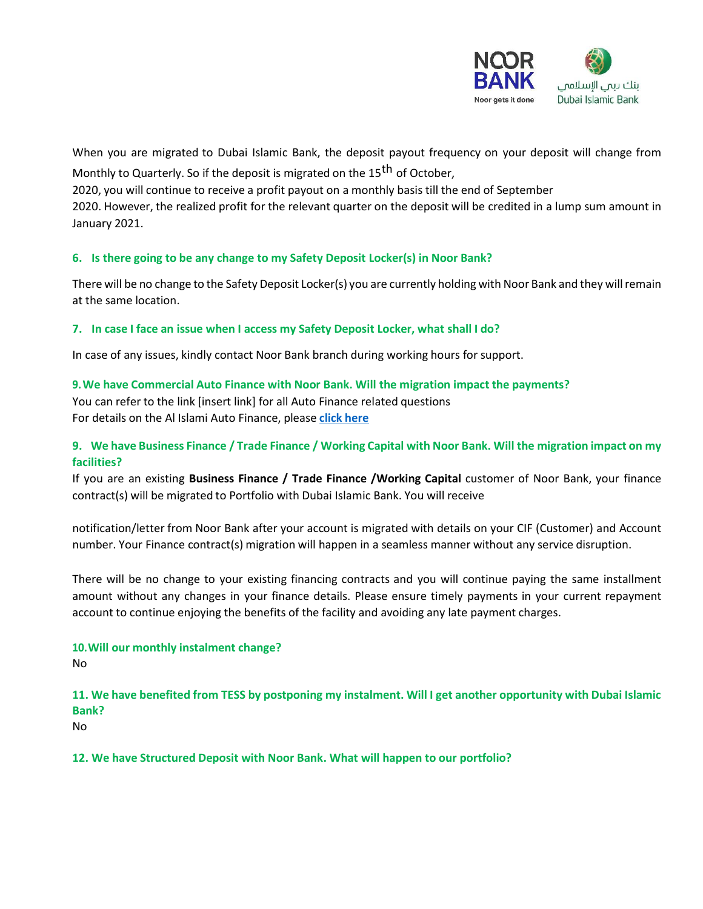When you are migrated to Dubai Islamic Bank, the deposit payout frequency on your deposit will change from Monthly to Quarterly. So if the deposit is migrated on the 15th of October, 2020, you will continue to receive a profit payout on a monthly basis till the end of September 2020. However, the realized profit for the relevant quarter on the deposit will be credited in a lump sum amount in January 2021.

### 6. Is there going to be any change to my Safety Deposit Locker(s) in Noor Bank?

There will be no change to the Safety Deposit Locker(s) you are currently holding with Noor Bank and they will remain at the same location.

### 7. In case I face an issue when I access my Safety Deposit Locker, what shall I do?

In case of any issues, kindly contact Noor Bank branch during working hours for support.

### 9. We have Commercial Auto Finance with Noor Bank. Will the migration impact the payments?

You can refer to the link [insert link] for all Auto Finance related questions
For details on the Al Islami Auto Finance, please **click here**

### 9. We have Business Finance / Trade Finance / Working Capital with Noor Bank. Will the migration impact on my facilities?

If you are an existing **Business Finance / Trade Finance /Working Capital** customer of Noor Bank, your finance contract(s) will be migrated to Portfolio with Dubai Islamic Bank. You will receive

notification/letter from Noor Bank after your account is migrated with details on your CIF (Customer) and Account number. Your Finance contract(s) migration will happen in a seamless manner without any service disruption.

There will be no change to your existing financing contracts and you will continue paying the same installment amount without any changes in your finance details. Please ensure timely payments in your current repayment account to continue enjoying the benefits of the facility and avoiding any late payment charges.

### 10. Will our monthly instalment change?

No

### 11. We have benefited from TESS by postponing my instalment. Will I get another opportunity with Dubai Islamic Bank?

No

### 12. We have Structured Deposit with Noor Bank. What will happen to our portfolio?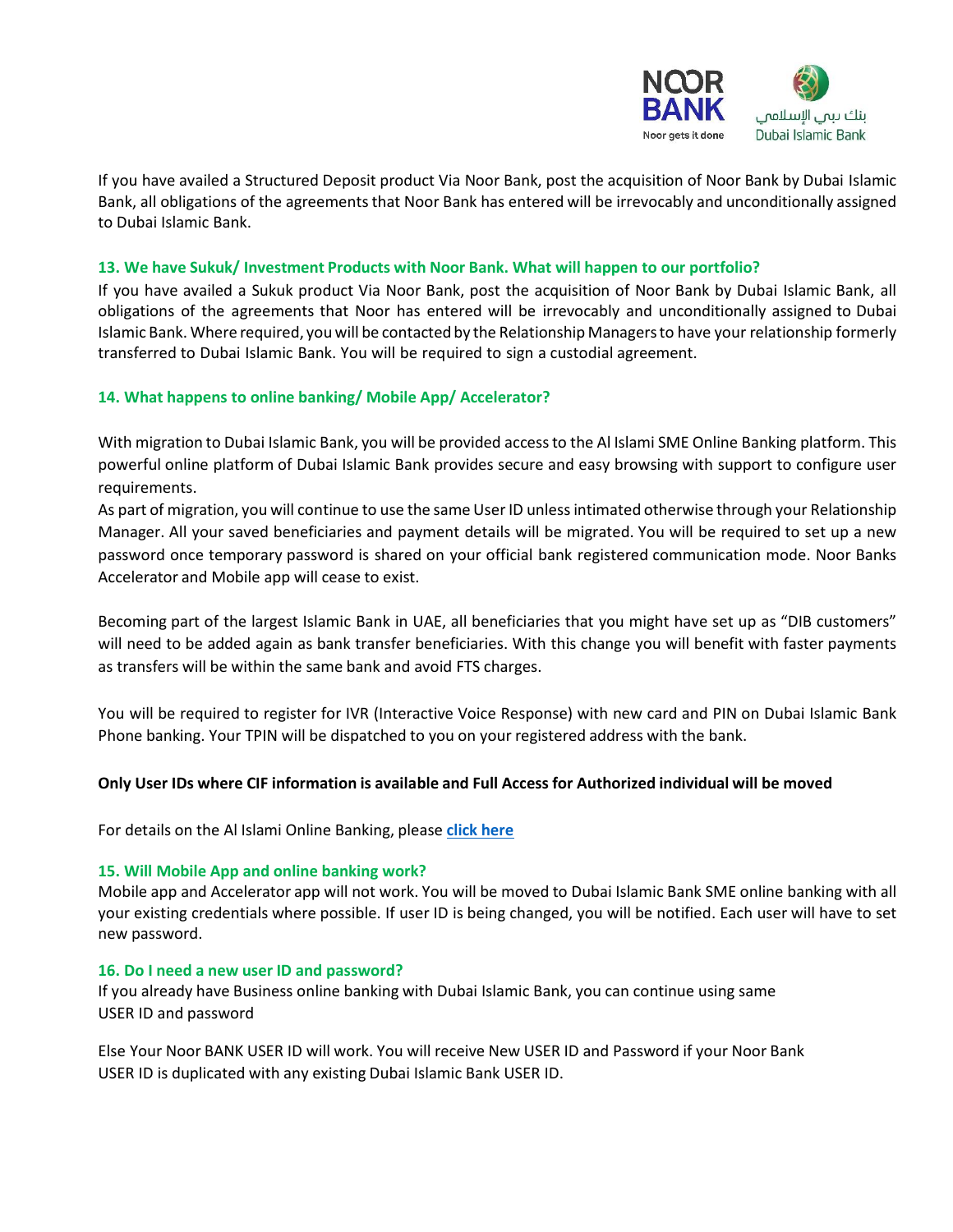If you have availed a Structured Deposit product Via Noor Bank, post the acquisition of Noor Bank by Dubai Islamic Bank, all obligations of the agreements that Noor Bank has entered will be irrevocably and unconditionally assigned to Dubai Islamic Bank.

### 13. We have Sukuk/ Investment Products with Noor Bank. What will happen to our portfolio?

If you have availed a Sukuk product Via Noor Bank, post the acquisition of Noor Bank by Dubai Islamic Bank, all obligations of the agreements that Noor has entered will be irrevocably and unconditionally assigned to Dubai Islamic Bank. Where required, you will be contacted by the Relationship Managers to have your relationship formerly transferred to Dubai Islamic Bank. You will be required to sign a custodial agreement.

### 14. What happens to online banking/ Mobile App/ Accelerator?

With migration to Dubai Islamic Bank, you will be provided access to the Al Islami SME Online Banking platform. This powerful online platform of Dubai Islamic Bank provides secure and easy browsing with support to configure user requirements.

As part of migration, you will continue to use the same User ID unless intimated otherwise through your Relationship Manager. All your saved beneficiaries and payment details will be migrated. You will be required to set up a new password once temporary password is shared on your official bank registered communication mode. Noor Banks Accelerator and Mobile app will cease to exist.

Becoming part of the largest Islamic Bank in UAE, all beneficiaries that you might have set up as "DIB customers" will need to be added again as bank transfer beneficiaries. With this change you will benefit with faster payments as transfers will be within the same bank and avoid FTS charges.

You will be required to register for IVR (Interactive Voice Response) with new card and PIN on Dubai Islamic Bank Phone banking. Your TPIN will be dispatched to you on your registered address with the bank.

**Only User IDs where CIF information is available and Full Access for Authorized individual will be moved**

For details on the Al Islami Online Banking, please **click here**

### 15. Will Mobile App and online banking work?

Mobile app and Accelerator app will not work. You will be moved to Dubai Islamic Bank SME online banking with all your existing credentials where possible. If user ID is being changed, you will be notified. Each user will have to set new password.

### 16. Do I need a new user ID and password?

If you already have Business online banking with Dubai Islamic Bank, you can continue using same USER ID and password

Else Your Noor BANK USER ID will work. You will receive New USER ID and Password if your Noor Bank USER ID is duplicated with any existing Dubai Islamic Bank USER ID.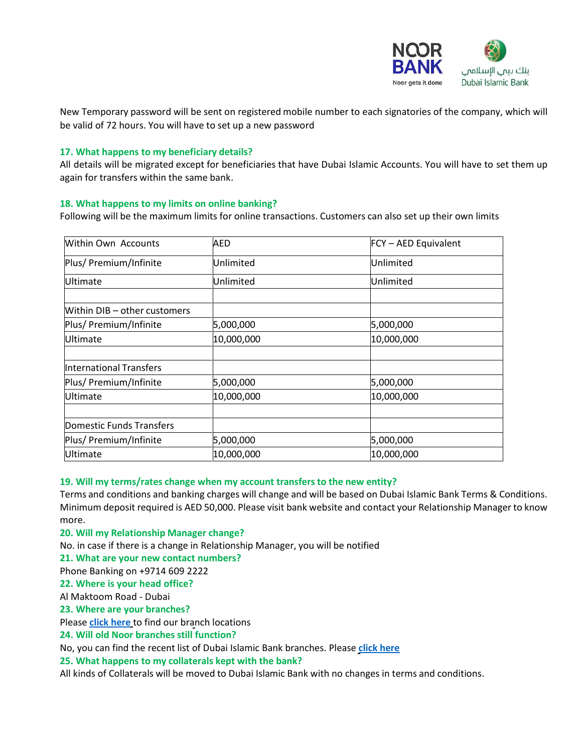New Temporary password will be sent on registered mobile number to each signatories of the company, which will be valid of 72 hours. You will have to set up a new password

**17. What happens to my beneficiary details?**

All details will be migrated except for beneficiaries that have Dubai Islamic Accounts. You will have to set them up again for transfers within the same bank.

**18. What happens to my limits on online banking?**

Following will be the maximum limits for online transactions. Customers can also set up their own limits

| Within Own Accounts | AED | FCY – AED Equivalent |
|---|---|---|
| Plus/ Premium/Infinite | Unlimited | Unlimited |
| Ultimate | Unlimited | Unlimited |
| | | |
| Within DIB – other customers | | |
| Plus/ Premium/Infinite | 5,000,000 | 5,000,000 |
| Ultimate | 10,000,000 | 10,000,000 |
| | | |
| International Transfers | | |
| Plus/ Premium/Infinite | 5,000,000 | 5,000,000 |
| Ultimate | 10,000,000 | 10,000,000 |
| | | |
| Domestic Funds Transfers | | |
| Plus/ Premium/Infinite | 5,000,000 | 5,000,000 |
| Ultimate | 10,000,000 | 10,000,000 |

**19. Will my terms/rates change when my account transfers to the new entity?**

Terms and conditions and banking charges will change and will be based on Dubai Islamic Bank Terms & Conditions. Minimum deposit required is AED 50,000. Please visit bank website and contact your Relationship Manager to know more.

**20. Will my Relationship Manager change?**

No. in case if there is a change in Relationship Manager, you will be notified

**21. What are your new contact numbers?**

Phone Banking on +9714 609 2222

**22. Where is your head office?**

Al Maktoom Road - Dubai

**23. Where are your branches?**

Please **click here** to find our branch locations

**24. Will old Noor branches still function?**

No, you can find the recent list of Dubai Islamic Bank branches. Please **click here**

**25. What happens to my collaterals kept with the bank?**

All kinds of Collaterals will be moved to Dubai Islamic Bank with no changes in terms and conditions.